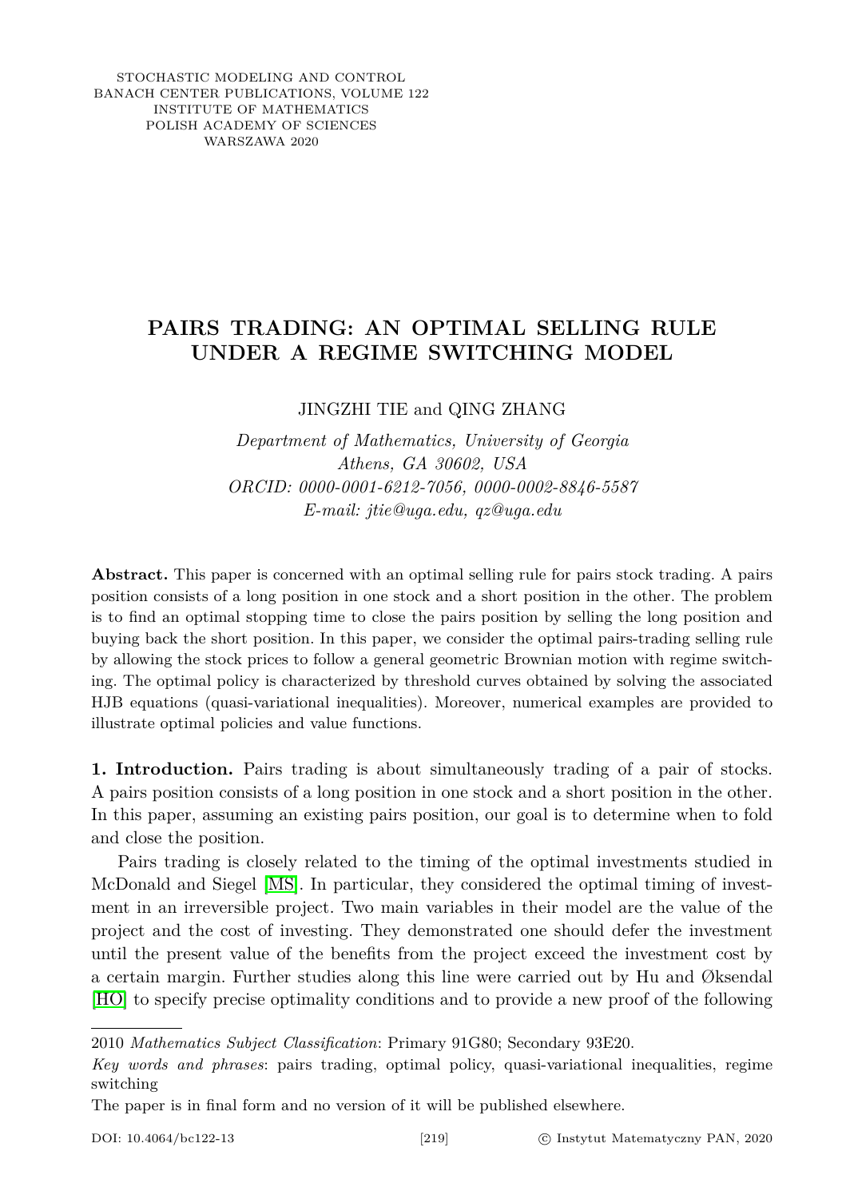STOCHASTIC MODELING AND CONTROL
BANACH CENTER PUBLICATIONS, VOLUME 122
INSTITUTE OF MATHEMATICS
POLISH ACADEMY OF SCIENCES
WARSZAWA 2020

# PAIRS TRADING: AN OPTIMAL SELLING RULE UNDER A REGIME SWITCHING MODEL

JINGZHI TIE and QING ZHANG

*Department of Mathematics, University of Georgia*
*Athens, GA 30602, USA*
*ORCID: 0000-0001-6212-7056, 0000-0002-8846-5587*
*E-mail: jtie@uga.edu, qz@uga.edu*

**Abstract.** This paper is concerned with an optimal selling rule for pairs stock trading. A pairs position consists of a long position in one stock and a short position in the other. The problem is to find an optimal stopping time to close the pairs position by selling the long position and buying back the short position. In this paper, we consider the optimal pairs-trading selling rule by allowing the stock prices to follow a general geometric Brownian motion with regime switching. The optimal policy is characterized by threshold curves obtained by solving the associated HJB equations (quasi-variational inequalities). Moreover, numerical examples are provided to illustrate optimal policies and value functions.

**1. Introduction.** Pairs trading is about simultaneously trading of a pair of stocks. A pairs position consists of a long position in one stock and a short position in the other. In this paper, assuming an existing pairs position, our goal is to determine when to fold and close the position.

Pairs trading is closely related to the timing of the optimal investments studied in McDonald and Siegel [MS]. In particular, they considered the optimal timing of investment in an irreversible project. Two main variables in their model are the value of the project and the cost of investing. They demonstrated one should defer the investment until the present value of the benefits from the project exceed the investment cost by a certain margin. Further studies along this line were carried out by Hu and Øksendal [HO] to specify precise optimality conditions and to provide a new proof of the following

2010 *Mathematics Subject Classification*: Primary 91G80; Secondary 93E20.

*Key words and phrases*: pairs trading, optimal policy, quasi-variational inequalities, regime switching

The paper is in final form and no version of it will be published elsewhere.

DOI: 10.4064/bc122-13 © Instytut Matematyczny PAN, 2020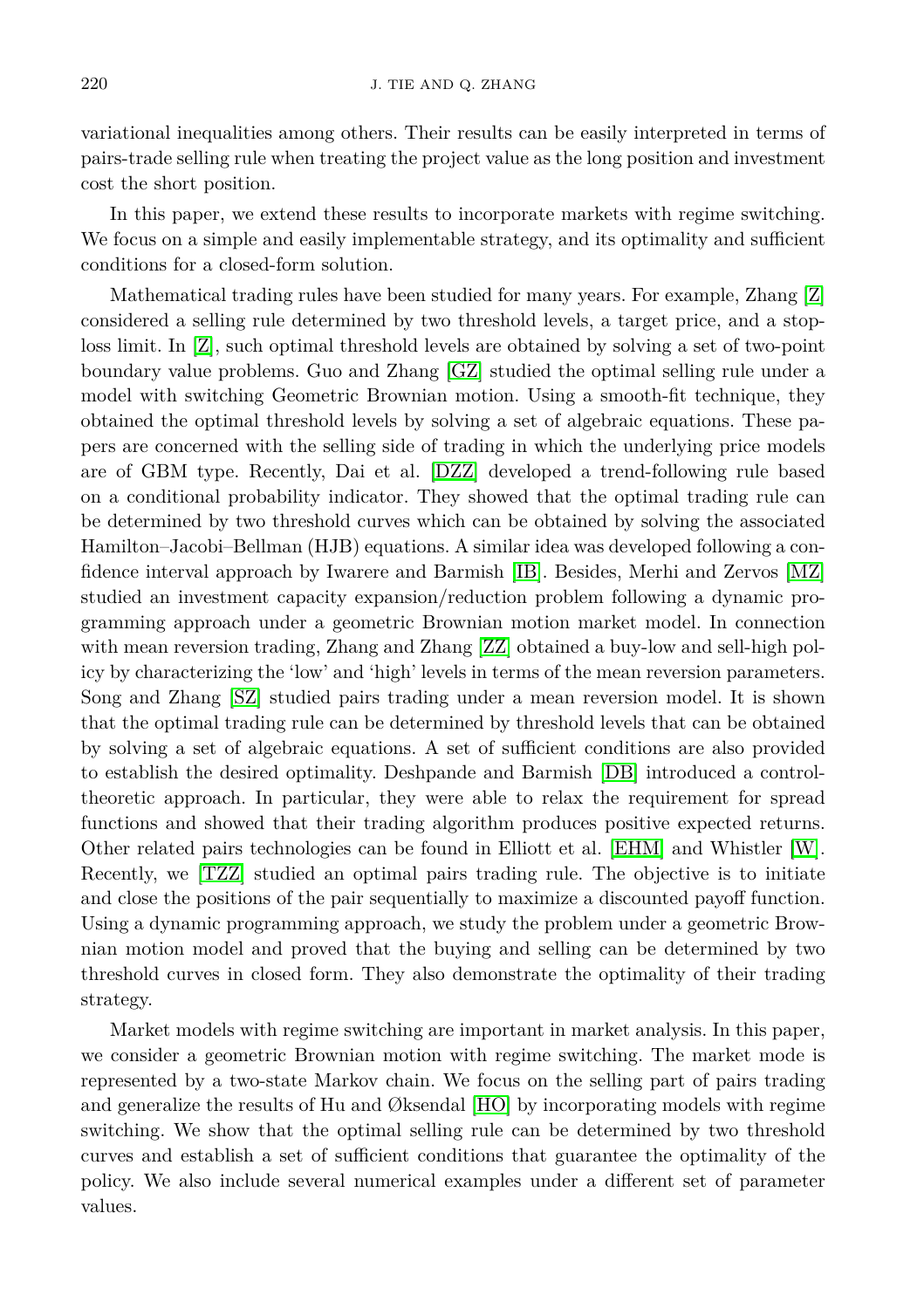variational inequalities among others. Their results can be easily interpreted in terms of pairs-trade selling rule when treating the project value as the long position and investment cost the short position.

In this paper, we extend these results to incorporate markets with regime switching. We focus on a simple and easily implementable strategy, and its optimality and sufficient conditions for a closed-form solution.

Mathematical trading rules have been studied for many years. For example, Zhang [Z] considered a selling rule determined by two threshold levels, a target price, and a stop-loss limit. In [Z], such optimal threshold levels are obtained by solving a set of two-point boundary value problems. Guo and Zhang [GZ] studied the optimal selling rule under a model with switching Geometric Brownian motion. Using a smooth-fit technique, they obtained the optimal threshold levels by solving a set of algebraic equations. These papers are concerned with the selling side of trading in which the underlying price models are of GBM type. Recently, Dai et al. [DZZ] developed a trend-following rule based on a conditional probability indicator. They showed that the optimal trading rule can be determined by two threshold curves which can be obtained by solving the associated Hamilton–Jacobi–Bellman (HJB) equations. A similar idea was developed following a confidence interval approach by Iwarere and Barmish [IB]. Besides, Merhi and Zervos [MZ] studied an investment capacity expansion/reduction problem following a dynamic programming approach under a geometric Brownian motion market model. In connection with mean reversion trading, Zhang and Zhang [ZZ] obtained a buy-low and sell-high policy by characterizing the 'low' and 'high' levels in terms of the mean reversion parameters. Song and Zhang [SZ] studied pairs trading under a mean reversion model. It is shown that the optimal trading rule can be determined by threshold levels that can be obtained by solving a set of algebraic equations. A set of sufficient conditions are also provided to establish the desired optimality. Deshpande and Barmish [DB] introduced a control-theoretic approach. In particular, they were able to relax the requirement for spread functions and showed that their trading algorithm produces positive expected returns. Other related pairs technologies can be found in Elliott et al. [EHM] and Whistler [W]. Recently, we [TZZ] studied an optimal pairs trading rule. The objective is to initiate and close the positions of the pair sequentially to maximize a discounted payoff function. Using a dynamic programming approach, we study the problem under a geometric Brownian motion model and proved that the buying and selling can be determined by two threshold curves in closed form. They also demonstrate the optimality of their trading strategy.

Market models with regime switching are important in market analysis. In this paper, we consider a geometric Brownian motion with regime switching. The market mode is represented by a two-state Markov chain. We focus on the selling part of pairs trading and generalize the results of Hu and Øksendal [HO] by incorporating models with regime switching. We show that the optimal selling rule can be determined by two threshold curves and establish a set of sufficient conditions that guarantee the optimality of the policy. We also include several numerical examples under a different set of parameter values.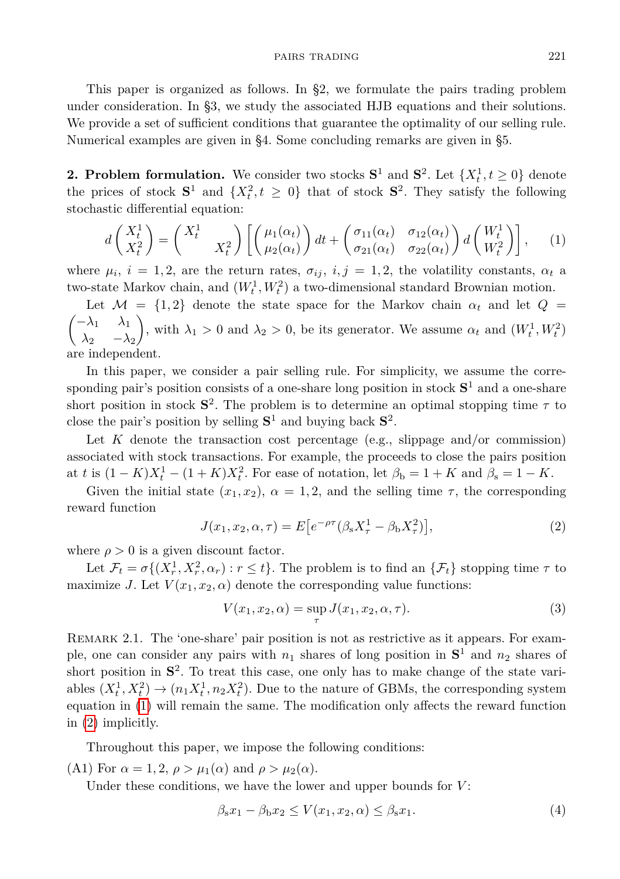This paper is organized as follows. In §2, we formulate the pairs trading problem under consideration. In §3, we study the associated HJB equations and their solutions. We provide a set of sufficient conditions that guarantee the optimality of our selling rule. Numerical examples are given in §4. Some concluding remarks are given in §5.

**2. Problem formulation.** We consider two stocks $\mathbf{S}^1$ and $\mathbf{S}^2$. Let $\{X_t^1, t \geq 0\}$ denote the prices of stock $\mathbf{S}^1$ and $\{X_t^2, t \geq 0\}$ that of stock $\mathbf{S}^2$. They satisfy the following stochastic differential equation:

$$d\begin{pmatrix} X_t^1 \\ X_t^2 \end{pmatrix} = \begin{pmatrix} X_t^1 & \\ & X_t^2 \end{pmatrix} \left[ \begin{pmatrix} \mu_1(\alpha_t) \\ \mu_2(\alpha_t) \end{pmatrix} dt + \begin{pmatrix} \sigma_{11}(\alpha_t) & \sigma_{12}(\alpha_t) \\ \sigma_{21}(\alpha_t) & \sigma_{22}(\alpha_t) \end{pmatrix} d\begin{pmatrix} W_t^1 \\ W_t^2 \end{pmatrix} \right], \tag{1}$$

where $\mu_i$, $i = 1, 2$, are the return rates, $\sigma_{ij}$, $i, j = 1, 2$, the volatility constants, $\alpha_t$ a two-state Markov chain, and $(W_t^1, W_t^2)$ a two-dimensional standard Brownian motion.

Let $\mathcal{M} = \{1, 2\}$ denote the state space for the Markov chain $\alpha_t$ and let $Q = \begin{pmatrix} -\lambda_1 & \lambda_1 \\ \lambda_2 & -\lambda_2 \end{pmatrix}$, with $\lambda_1 > 0$ and $\lambda_2 > 0$, be its generator. We assume $\alpha_t$ and $(W_t^1, W_t^2)$ are independent.

In this paper, we consider a pair selling rule. For simplicity, we assume the corresponding pair's position consists of a one-share long position in stock $\mathbf{S}^1$ and a one-share short position in stock $\mathbf{S}^2$. The problem is to determine an optimal stopping time $\tau$ to close the pair's position by selling $\mathbf{S}^1$ and buying back $\mathbf{S}^2$.

Let $K$ denote the transaction cost percentage (e.g., slippage and/or commission) associated with stock transactions. For example, the proceeds to close the pairs position at $t$ is $(1-K)X_t^1 - (1+K)X_t^2$. For ease of notation, let $\beta_{\mathrm{b}} = 1 + K$ and $\beta_{\mathrm{s}} = 1 - K$.

Given the initial state $(x_1, x_2)$, $\alpha = 1, 2$, and the selling time $\tau$, the corresponding reward function

$$J(x_1, x_2, \alpha, \tau) = E\big[e^{-\rho\tau}(\beta_{\mathrm{s}} X_\tau^1 - \beta_{\mathrm{b}} X_\tau^2)\big], \tag{2}$$

where $\rho > 0$ is a given discount factor.

Let $\mathcal{F}_t = \sigma\{(X_r^1, X_r^2, \alpha_r) : r \leq t\}$. The problem is to find an $\{\mathcal{F}_t\}$ stopping time $\tau$ to maximize $J$. Let $V(x_1, x_2, \alpha)$ denote the corresponding value functions:

$$V(x_1, x_2, \alpha) = \sup_\tau J(x_1, x_2, \alpha, \tau). \tag{3}$$

Remark 2.1. The 'one-share' pair position is not as restrictive as it appears. For example, one can consider any pairs with $n_1$ shares of long position in $\mathbf{S}^1$ and $n_2$ shares of short position in $\mathbf{S}^2$. To treat this case, one only has to make change of the state variables $(X_t^1, X_t^2) \to (n_1 X_t^1, n_2 X_t^2)$. Due to the nature of GBMs, the corresponding system equation in (1) will remain the same. The modification only affects the reward function in (2) implicitly.

Throughout this paper, we impose the following conditions:

(A1) For $\alpha = 1, 2$, $\rho > \mu_1(\alpha)$ and $\rho > \mu_2(\alpha)$.

Under these conditions, we have the lower and upper bounds for $V$:

$$\beta_{\mathrm{s}} x_1 - \beta_{\mathrm{b}} x_2 \leq V(x_1, x_2, \alpha) \leq \beta_{\mathrm{s}} x_1. \tag{4}$$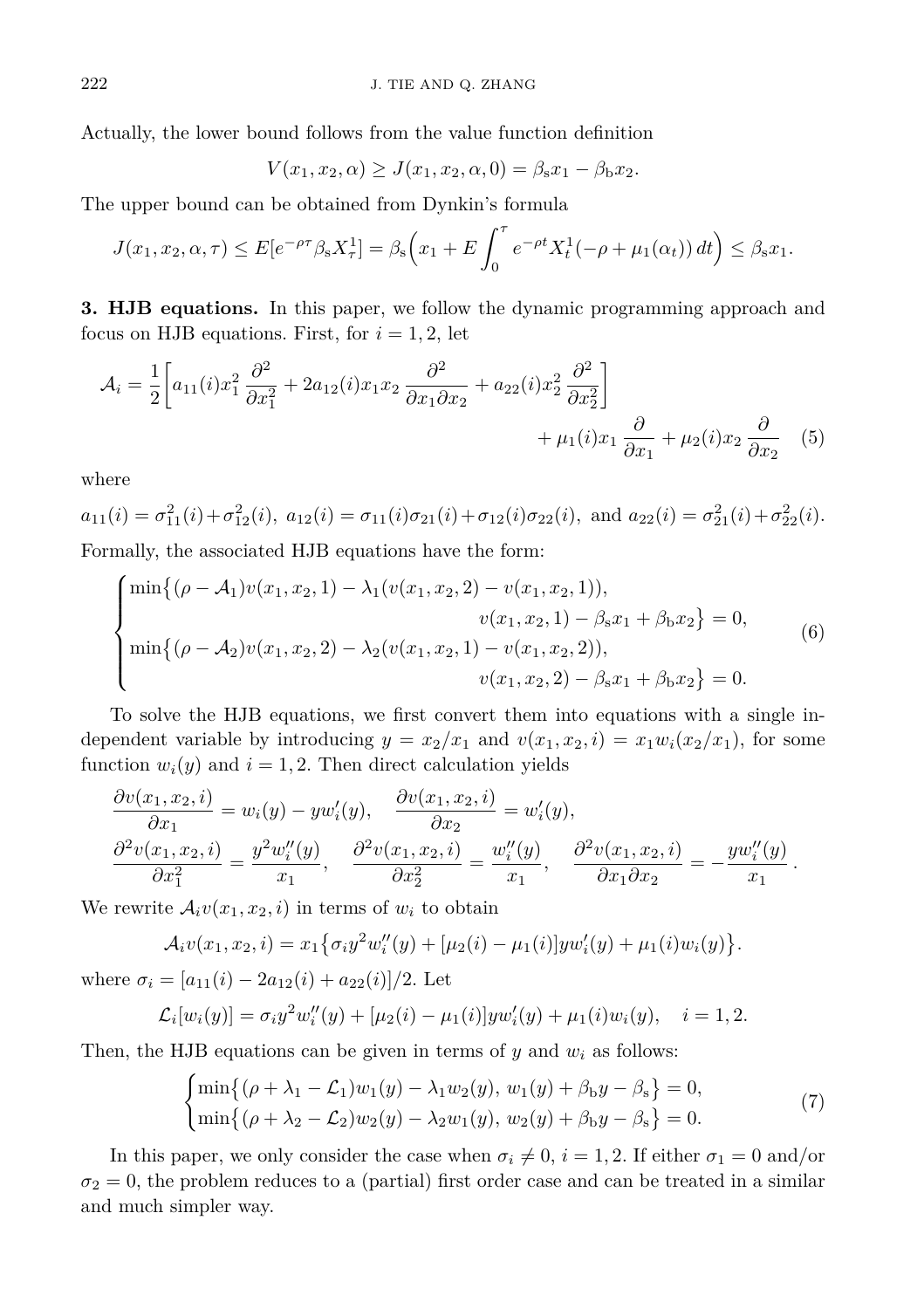Actually, the lower bound follows from the value function definition

$$V(x_1, x_2, \alpha) \geq J(x_1, x_2, \alpha, 0) = \beta_{\rm s} x_1 - \beta_{\rm b} x_2.$$

The upper bound can be obtained from Dynkin's formula

$$J(x_1, x_2, \alpha, \tau) \leq E[e^{-\rho\tau}\beta_{\rm s} X_\tau^1] = \beta_{\rm s}\Big(x_1 + E\int_0^\tau e^{-\rho t} X_t^1(-\rho + \mu_1(\alpha_t))\, dt\Big) \leq \beta_{\rm s} x_1.$$

**3. HJB equations.** In this paper, we follow the dynamic programming approach and focus on HJB equations. First, for $i = 1, 2$, let

$$\mathcal{A}_i = \frac{1}{2}\bigg[a_{11}(i)x_1^2\,\frac{\partial^2}{\partial x_1^2} + 2a_{12}(i)x_1 x_2\,\frac{\partial^2}{\partial x_1 \partial x_2} + a_{22}(i)x_2^2\,\frac{\partial^2}{\partial x_2^2}\bigg] + \mu_1(i)x_1\,\frac{\partial}{\partial x_1} + \mu_2(i)x_2\,\frac{\partial}{\partial x_2} \quad (5)$$

where

$a_{11}(i) = \sigma_{11}^2(i) + \sigma_{12}^2(i),\ a_{12}(i) = \sigma_{11}(i)\sigma_{21}(i) + \sigma_{12}(i)\sigma_{22}(i),$ and $a_{22}(i) = \sigma_{21}^2(i) + \sigma_{22}^2(i).$

Formally, the associated HJB equations have the form:

$$\begin{cases} \min\big\{(\rho - \mathcal{A}_1)v(x_1, x_2, 1) - \lambda_1(v(x_1, x_2, 2) - v(x_1, x_2, 1)), \\ \qquad\qquad\qquad\qquad v(x_1, x_2, 1) - \beta_{\rm s} x_1 + \beta_{\rm b} x_2\big\} = 0, \\ \min\big\{(\rho - \mathcal{A}_2)v(x_1, x_2, 2) - \lambda_2(v(x_1, x_2, 1) - v(x_1, x_2, 2)), \\ \qquad\qquad\qquad\qquad v(x_1, x_2, 2) - \beta_{\rm s} x_1 + \beta_{\rm b} x_2\big\} = 0. \end{cases} \quad (6)$$

To solve the HJB equations, we first convert them into equations with a single independent variable by introducing $y = x_2/x_1$ and $v(x_1, x_2, i) = x_1 w_i(x_2/x_1)$, for some function $w_i(y)$ and $i = 1, 2$. Then direct calculation yields

$$\frac{\partial v(x_1, x_2, i)}{\partial x_1} = w_i(y) - y w_i'(y), \quad \frac{\partial v(x_1, x_2, i)}{\partial x_2} = w_i'(y),$$

$$\frac{\partial^2 v(x_1, x_2, i)}{\partial x_1^2} = \frac{y^2 w_i''(y)}{x_1}, \quad \frac{\partial^2 v(x_1, x_2, i)}{\partial x_2^2} = \frac{w_i''(y)}{x_1}, \quad \frac{\partial^2 v(x_1, x_2, i)}{\partial x_1 \partial x_2} = -\frac{y w_i''(y)}{x_1}\,.$$

We rewrite $\mathcal{A}_i v(x_1, x_2, i)$ in terms of $w_i$ to obtain

$$\mathcal{A}_i v(x_1, x_2, i) = x_1\big\{\sigma_i y^2 w_i''(y) + [\mu_2(i) - \mu_1(i)] y w_i'(y) + \mu_1(i) w_i(y)\big\}.$$

where $\sigma_i = [a_{11}(i) - 2a_{12}(i) + a_{22}(i)]/2$. Let

$$\mathcal{L}_i[w_i(y)] = \sigma_i y^2 w_i''(y) + [\mu_2(i) - \mu_1(i)] y w_i'(y) + \mu_1(i) w_i(y), \quad i = 1, 2.$$

Then, the HJB equations can be given in terms of $y$ and $w_i$ as follows:

$$\begin{cases} \min\big\{(\rho + \lambda_1 - \mathcal{L}_1)w_1(y) - \lambda_1 w_2(y),\ w_1(y) + \beta_{\rm b} y - \beta_{\rm s}\big\} = 0, \\ \min\big\{(\rho + \lambda_2 - \mathcal{L}_2)w_2(y) - \lambda_2 w_1(y),\ w_2(y) + \beta_{\rm b} y - \beta_{\rm s}\big\} = 0. \end{cases} \quad (7)$$

In this paper, we only consider the case when $\sigma_i \neq 0$, $i = 1, 2$. If either $\sigma_1 = 0$ and/or $\sigma_2 = 0$, the problem reduces to a (partial) first order case and can be treated in a similar and much simpler way.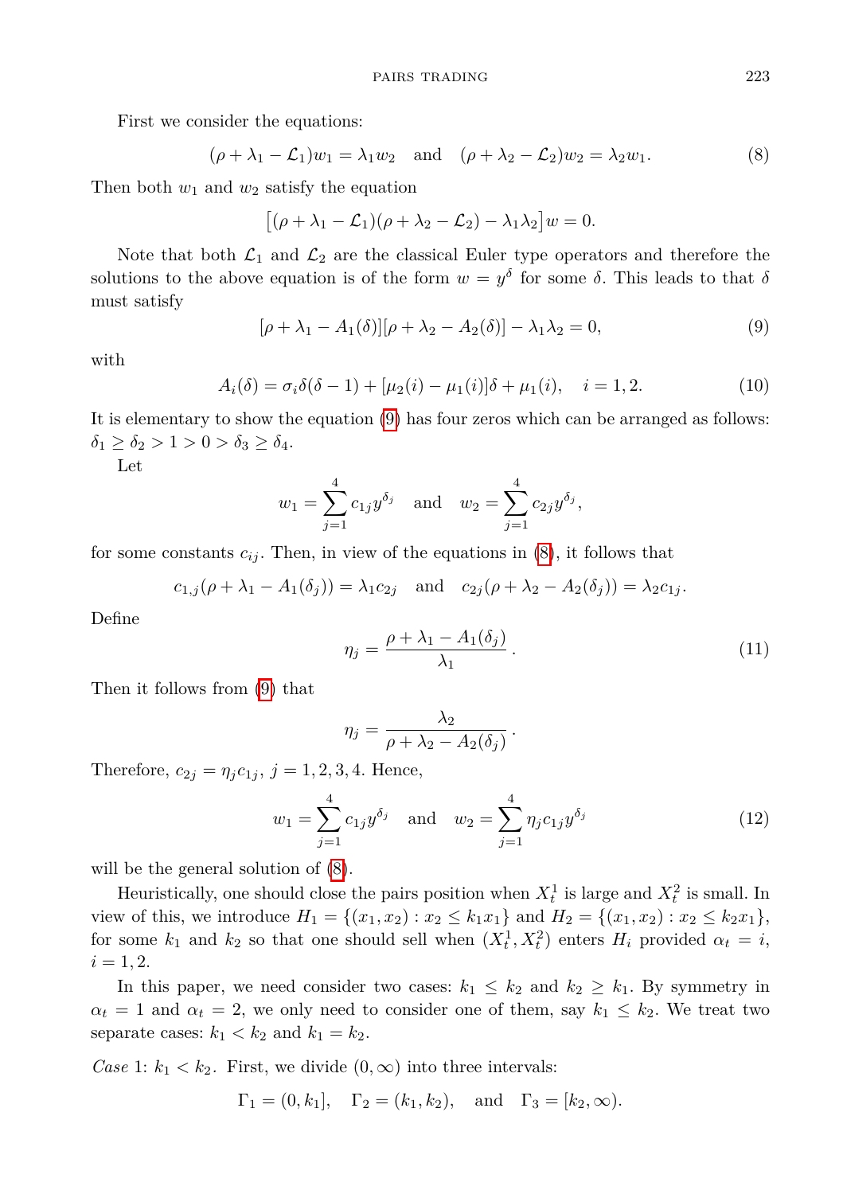First we consider the equations:

$$(\rho + \lambda_1 - \mathcal{L}_1)w_1 = \lambda_1 w_2 \quad \text{and} \quad (\rho + \lambda_2 - \mathcal{L}_2)w_2 = \lambda_2 w_1. \tag{8}$$

Then both $w_1$ and $w_2$ satisfy the equation

$$\big[(\rho + \lambda_1 - \mathcal{L}_1)(\rho + \lambda_2 - \mathcal{L}_2) - \lambda_1\lambda_2\big]w = 0.$$

Note that both $\mathcal{L}_1$ and $\mathcal{L}_2$ are the classical Euler type operators and therefore the solutions to the above equation is of the form $w = y^\delta$ for some $\delta$. This leads to that $\delta$ must satisfy

$$[\rho + \lambda_1 - A_1(\delta)][\rho + \lambda_2 - A_2(\delta)] - \lambda_1\lambda_2 = 0, \tag{9}$$

with

$$A_i(\delta) = \sigma_i\delta(\delta - 1) + [\mu_2(i) - \mu_1(i)]\delta + \mu_1(i), \quad i = 1, 2. \tag{10}$$

It is elementary to show the equation (9) has four zeros which can be arranged as follows: $\delta_1 \geq \delta_2 > 1 > 0 > \delta_3 \geq \delta_4$.

Let

$$w_1 = \sum_{j=1}^{4} c_{1j} y^{\delta_j} \quad \text{and} \quad w_2 = \sum_{j=1}^{4} c_{2j} y^{\delta_j},$$

for some constants $c_{ij}$. Then, in view of the equations in (8), it follows that

$$c_{1,j}(\rho + \lambda_1 - A_1(\delta_j)) = \lambda_1 c_{2j} \quad \text{and} \quad c_{2j}(\rho + \lambda_2 - A_2(\delta_j)) = \lambda_2 c_{1j}.$$

Define

$$\eta_j = \frac{\rho + \lambda_1 - A_1(\delta_j)}{\lambda_1}. \tag{11}$$

Then it follows from (9) that

$$\eta_j = \frac{\lambda_2}{\rho + \lambda_2 - A_2(\delta_j)}.$$

Therefore, $c_{2j} = \eta_j c_{1j}$, $j = 1, 2, 3, 4$. Hence,

$$w_1 = \sum_{j=1}^{4} c_{1j} y^{\delta_j} \quad \text{and} \quad w_2 = \sum_{j=1}^{4} \eta_j c_{1j} y^{\delta_j} \tag{12}$$

will be the general solution of (8).

Heuristically, one should close the pairs position when $X_t^1$ is large and $X_t^2$ is small. In view of this, we introduce $H_1 = \{(x_1, x_2) : x_2 \leq k_1 x_1\}$ and $H_2 = \{(x_1, x_2) : x_2 \leq k_2 x_1\}$, for some $k_1$ and $k_2$ so that one should sell when $(X_t^1, X_t^2)$ enters $H_i$ provided $\alpha_t = i$, $i = 1, 2$.

In this paper, we need consider two cases: $k_1 \leq k_2$ and $k_2 \geq k_1$. By symmetry in $\alpha_t = 1$ and $\alpha_t = 2$, we only need to consider one of them, say $k_1 \leq k_2$. We treat two separate cases: $k_1 < k_2$ and $k_1 = k_2$.

*Case* 1: $k_1 < k_2$. First, we divide $(0, \infty)$ into three intervals:

$$\Gamma_1 = (0, k_1], \quad \Gamma_2 = (k_1, k_2), \quad \text{and} \quad \Gamma_3 = [k_2, \infty).$$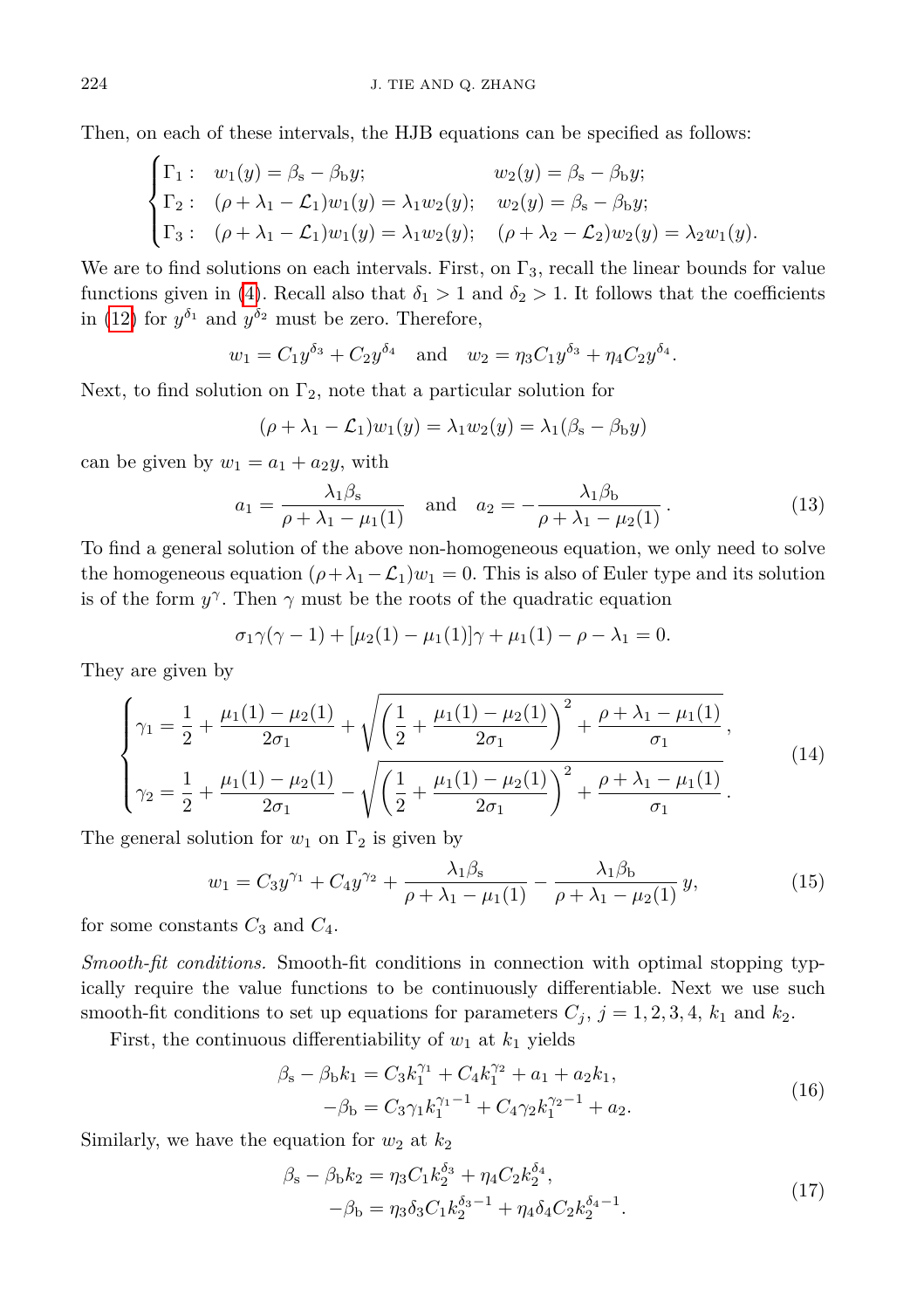Then, on each of these intervals, the HJB equations can be specified as follows:

$$
\begin{cases}
\Gamma_1: \quad w_1(y) = \beta_{\rm s} - \beta_{\rm b} y; & w_2(y) = \beta_{\rm s} - \beta_{\rm b} y; \\
\Gamma_2: \quad (\rho + \lambda_1 - \mathcal{L}_1) w_1(y) = \lambda_1 w_2(y); & w_2(y) = \beta_{\rm s} - \beta_{\rm b} y; \\
\Gamma_3: \quad (\rho + \lambda_1 - \mathcal{L}_1) w_1(y) = \lambda_1 w_2(y); & (\rho + \lambda_2 - \mathcal{L}_2) w_2(y) = \lambda_2 w_1(y).
\end{cases}
$$

We are to find solutions on each intervals. First, on $\Gamma_3$, recall the linear bounds for value functions given in (4). Recall also that $\delta_1 > 1$ and $\delta_2 > 1$. It follows that the coefficients in (12) for $y^{\delta_1}$ and $y^{\delta_2}$ must be zero. Therefore,

$$
w_1 = C_1 y^{\delta_3} + C_2 y^{\delta_4} \quad \text{and} \quad w_2 = \eta_3 C_1 y^{\delta_3} + \eta_4 C_2 y^{\delta_4}.
$$

Next, to find solution on $\Gamma_2$, note that a particular solution for

$$
(\rho + \lambda_1 - \mathcal{L}_1) w_1(y) = \lambda_1 w_2(y) = \lambda_1 (\beta_{\rm s} - \beta_{\rm b} y)
$$

can be given by $w_1 = a_1 + a_2 y$, with

$$
a_1 = \frac{\lambda_1 \beta_{\rm s}}{\rho + \lambda_1 - \mu_1(1)} \quad \text{and} \quad a_2 = -\frac{\lambda_1 \beta_{\rm b}}{\rho + \lambda_1 - \mu_2(1)}. \tag{13}
$$

To find a general solution of the above non-homogeneous equation, we only need to solve the homogeneous equation $(\rho + \lambda_1 - \mathcal{L}_1) w_1 = 0$. This is also of Euler type and its solution is of the form $y^{\gamma}$. Then $\gamma$ must be the roots of the quadratic equation

$$
\sigma_1 \gamma(\gamma - 1) + [\mu_2(1) - \mu_1(1)]\gamma + \mu_1(1) - \rho - \lambda_1 = 0.
$$

They are given by

$$
\begin{cases}
\gamma_1 = \dfrac{1}{2} + \dfrac{\mu_1(1) - \mu_2(1)}{2\sigma_1} + \sqrt{\left(\dfrac{1}{2} + \dfrac{\mu_1(1) - \mu_2(1)}{2\sigma_1}\right)^2 + \dfrac{\rho + \lambda_1 - \mu_1(1)}{\sigma_1}}, \\[2ex]
\gamma_2 = \dfrac{1}{2} + \dfrac{\mu_1(1) - \mu_2(1)}{2\sigma_1} - \sqrt{\left(\dfrac{1}{2} + \dfrac{\mu_1(1) - \mu_2(1)}{2\sigma_1}\right)^2 + \dfrac{\rho + \lambda_1 - \mu_1(1)}{\sigma_1}}.
\end{cases} \tag{14}
$$

The general solution for $w_1$ on $\Gamma_2$ is given by

$$
w_1 = C_3 y^{\gamma_1} + C_4 y^{\gamma_2} + \frac{\lambda_1 \beta_{\rm s}}{\rho + \lambda_1 - \mu_1(1)} - \frac{\lambda_1 \beta_{\rm b}}{\rho + \lambda_1 - \mu_2(1)} y, \tag{15}
$$

for some constants $C_3$ and $C_4$.

*Smooth-fit conditions.* Smooth-fit conditions in connection with optimal stopping typically require the value functions to be continuously differentiable. Next we use such smooth-fit conditions to set up equations for parameters $C_j$, $j = 1, 2, 3, 4$, $k_1$ and $k_2$.

First, the continuous differentiability of $w_1$ at $k_1$ yields

$$
\begin{aligned}
\beta_{\rm s} - \beta_{\rm b} k_1 &= C_3 k_1^{\gamma_1} + C_4 k_1^{\gamma_2} + a_1 + a_2 k_1, \\
-\beta_{\rm b} &= C_3 \gamma_1 k_1^{\gamma_1 - 1} + C_4 \gamma_2 k_1^{\gamma_2 - 1} + a_2.
\end{aligned} \tag{16}
$$

Similarly, we have the equation for $w_2$ at $k_2$

$$
\begin{aligned}
\beta_{\rm s} - \beta_{\rm b} k_2 &= \eta_3 C_1 k_2^{\delta_3} + \eta_4 C_2 k_2^{\delta_4}, \\
-\beta_{\rm b} &= \eta_3 \delta_3 C_1 k_2^{\delta_3 - 1} + \eta_4 \delta_4 C_2 k_2^{\delta_4 - 1}.
\end{aligned} \tag{17}
$$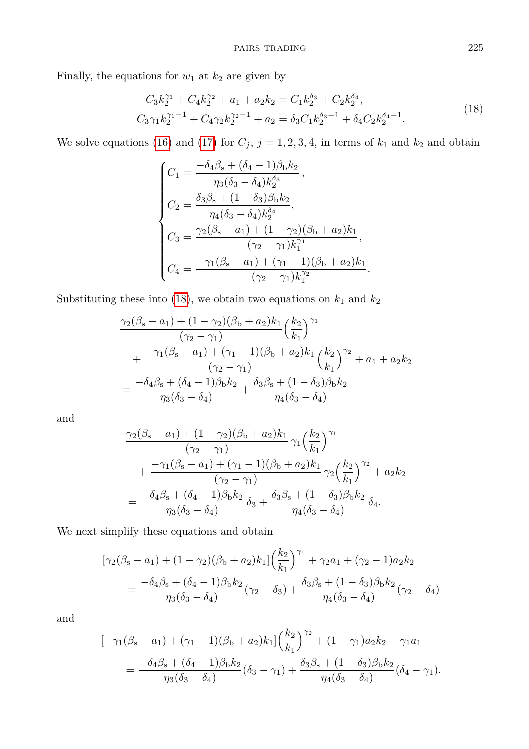Finally, the equations for $w_1$ at $k_2$ are given by

$$
\begin{aligned}
C_3 k_2^{\gamma_1} + C_4 k_2^{\gamma_2} + a_1 + a_2 k_2 &= C_1 k_2^{\delta_3} + C_2 k_2^{\delta_4}, \\
C_3 \gamma_1 k_2^{\gamma_1 - 1} + C_4 \gamma_2 k_2^{\gamma_2 - 1} + a_2 &= \delta_3 C_1 k_2^{\delta_3 - 1} + \delta_4 C_2 k_2^{\delta_4 - 1}.
\end{aligned}
\tag{18}
$$

We solve equations (16) and (17) for $C_j$, $j = 1, 2, 3, 4$, in terms of $k_1$ and $k_2$ and obtain

$$
\begin{cases}
C_1 = \dfrac{-\delta_4 \beta_{\mathrm{s}} + (\delta_4 - 1)\beta_{\mathrm{b}} k_2}{\eta_3(\delta_3 - \delta_4) k_2^{\delta_3}}, \\[2ex]
C_2 = \dfrac{\delta_3 \beta_{\mathrm{s}} + (1 - \delta_3)\beta_{\mathrm{b}} k_2}{\eta_4(\delta_3 - \delta_4) k_2^{\delta_4}}, \\[2ex]
C_3 = \dfrac{\gamma_2(\beta_{\mathrm{s}} - a_1) + (1 - \gamma_2)(\beta_{\mathrm{b}} + a_2) k_1}{(\gamma_2 - \gamma_1) k_1^{\gamma_1}}, \\[2ex]
C_4 = \dfrac{-\gamma_1(\beta_{\mathrm{s}} - a_1) + (\gamma_1 - 1)(\beta_{\mathrm{b}} + a_2) k_1}{(\gamma_2 - \gamma_1) k_1^{\gamma_2}}.
\end{cases}
$$

Substituting these into (18), we obtain two equations on $k_1$ and $k_2$

$$
\begin{aligned}
&\frac{\gamma_2(\beta_{\mathrm{s}} - a_1) + (1 - \gamma_2)(\beta_{\mathrm{b}} + a_2) k_1}{(\gamma_2 - \gamma_1)} \Big(\frac{k_2}{k_1}\Big)^{\gamma_1} \\
&\quad + \frac{-\gamma_1(\beta_{\mathrm{s}} - a_1) + (\gamma_1 - 1)(\beta_{\mathrm{b}} + a_2) k_1}{(\gamma_2 - \gamma_1)} \Big(\frac{k_2}{k_1}\Big)^{\gamma_2} + a_1 + a_2 k_2 \\
&= \frac{-\delta_4 \beta_{\mathrm{s}} + (\delta_4 - 1)\beta_{\mathrm{b}} k_2}{\eta_3(\delta_3 - \delta_4)} + \frac{\delta_3 \beta_{\mathrm{s}} + (1 - \delta_3)\beta_{\mathrm{b}} k_2}{\eta_4(\delta_3 - \delta_4)}
\end{aligned}
$$

and

$$
\begin{aligned}
&\frac{\gamma_2(\beta_{\mathrm{s}} - a_1) + (1 - \gamma_2)(\beta_{\mathrm{b}} + a_2) k_1}{(\gamma_2 - \gamma_1)} \, \gamma_1 \Big(\frac{k_2}{k_1}\Big)^{\gamma_1} \\
&\quad + \frac{-\gamma_1(\beta_{\mathrm{s}} - a_1) + (\gamma_1 - 1)(\beta_{\mathrm{b}} + a_2) k_1}{(\gamma_2 - \gamma_1)} \, \gamma_2 \Big(\frac{k_2}{k_1}\Big)^{\gamma_2} + a_2 k_2 \\
&= \frac{-\delta_4 \beta_{\mathrm{s}} + (\delta_4 - 1)\beta_{\mathrm{b}} k_2}{\eta_3(\delta_3 - \delta_4)} \, \delta_3 + \frac{\delta_3 \beta_{\mathrm{s}} + (1 - \delta_3)\beta_{\mathrm{b}} k_2}{\eta_4(\delta_3 - \delta_4)} \, \delta_4.
\end{aligned}
$$

We next simplify these equations and obtain

$$
\begin{aligned}
&[\gamma_2(\beta_{\mathrm{s}} - a_1) + (1 - \gamma_2)(\beta_{\mathrm{b}} + a_2) k_1] \Big(\frac{k_2}{k_1}\Big)^{\gamma_1} + \gamma_2 a_1 + (\gamma_2 - 1) a_2 k_2 \\
&\quad = \frac{-\delta_4 \beta_{\mathrm{s}} + (\delta_4 - 1)\beta_{\mathrm{b}} k_2}{\eta_3(\delta_3 - \delta_4)} (\gamma_2 - \delta_3) + \frac{\delta_3 \beta_{\mathrm{s}} + (1 - \delta_3)\beta_{\mathrm{b}} k_2}{\eta_4(\delta_3 - \delta_4)} (\gamma_2 - \delta_4)
\end{aligned}
$$

and

$$
\begin{aligned}
&[-\gamma_1(\beta_{\mathrm{s}} - a_1) + (\gamma_1 - 1)(\beta_{\mathrm{b}} + a_2) k_1] \Big(\frac{k_2}{k_1}\Big)^{\gamma_2} + (1 - \gamma_1) a_2 k_2 - \gamma_1 a_1 \\
&\quad = \frac{-\delta_4 \beta_{\mathrm{s}} + (\delta_4 - 1)\beta_{\mathrm{b}} k_2}{\eta_3(\delta_3 - \delta_4)} (\delta_3 - \gamma_1) + \frac{\delta_3 \beta_{\mathrm{s}} + (1 - \delta_3)\beta_{\mathrm{b}} k_2}{\eta_4(\delta_3 - \delta_4)} (\delta_4 - \gamma_1).
\end{aligned}
$$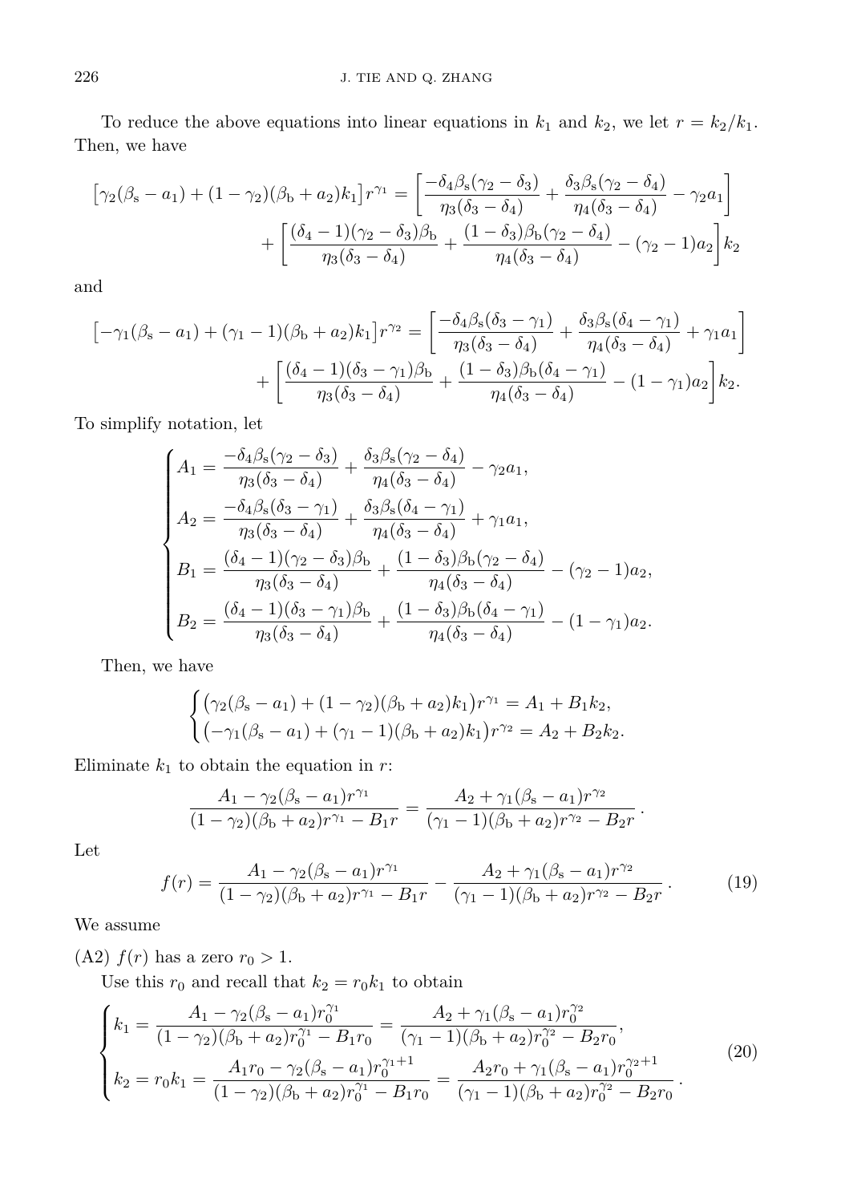To reduce the above equations into linear equations in $k_1$ and $k_2$, we let $r = k_2/k_1$. Then, we have

$$
\begin{aligned}
\left[\gamma_2(\beta_\mathrm{s} - a_1) + (1-\gamma_2)(\beta_\mathrm{b} + a_2)k_1\right] r^{\gamma_1} = &\left[\frac{-\delta_4\beta_\mathrm{s}(\gamma_2 - \delta_3)}{\eta_3(\delta_3 - \delta_4)} + \frac{\delta_3\beta_\mathrm{s}(\gamma_2 - \delta_4)}{\eta_4(\delta_3 - \delta_4)} - \gamma_2 a_1\right] \\
&+ \left[\frac{(\delta_4 - 1)(\gamma_2 - \delta_3)\beta_\mathrm{b}}{\eta_3(\delta_3 - \delta_4)} + \frac{(1-\delta_3)\beta_\mathrm{b}(\gamma_2 - \delta_4)}{\eta_4(\delta_3 - \delta_4)} - (\gamma_2 - 1)a_2\right] k_2
\end{aligned}
$$

and

$$
\begin{aligned}
\left[-\gamma_1(\beta_\mathrm{s} - a_1) + (\gamma_1 - 1)(\beta_\mathrm{b} + a_2)k_1\right] r^{\gamma_2} = &\left[\frac{-\delta_4\beta_\mathrm{s}(\delta_3 - \gamma_1)}{\eta_3(\delta_3 - \delta_4)} + \frac{\delta_3\beta_\mathrm{s}(\delta_4 - \gamma_1)}{\eta_4(\delta_3 - \delta_4)} + \gamma_1 a_1\right] \\
&+ \left[\frac{(\delta_4 - 1)(\delta_3 - \gamma_1)\beta_\mathrm{b}}{\eta_3(\delta_3 - \delta_4)} + \frac{(1-\delta_3)\beta_\mathrm{b}(\delta_4 - \gamma_1)}{\eta_4(\delta_3 - \delta_4)} - (1 - \gamma_1)a_2\right] k_2.
\end{aligned}
$$

To simplify notation, let

$$
\begin{cases}
A_1 = \dfrac{-\delta_4\beta_\mathrm{s}(\gamma_2 - \delta_3)}{\eta_3(\delta_3 - \delta_4)} + \dfrac{\delta_3\beta_\mathrm{s}(\gamma_2 - \delta_4)}{\eta_4(\delta_3 - \delta_4)} - \gamma_2 a_1, \\[2ex]
A_2 = \dfrac{-\delta_4\beta_\mathrm{s}(\delta_3 - \gamma_1)}{\eta_3(\delta_3 - \delta_4)} + \dfrac{\delta_3\beta_\mathrm{s}(\delta_4 - \gamma_1)}{\eta_4(\delta_3 - \delta_4)} + \gamma_1 a_1, \\[2ex]
B_1 = \dfrac{(\delta_4 - 1)(\gamma_2 - \delta_3)\beta_\mathrm{b}}{\eta_3(\delta_3 - \delta_4)} + \dfrac{(1-\delta_3)\beta_\mathrm{b}(\gamma_2 - \delta_4)}{\eta_4(\delta_3 - \delta_4)} - (\gamma_2 - 1)a_2, \\[2ex]
B_2 = \dfrac{(\delta_4 - 1)(\delta_3 - \gamma_1)\beta_\mathrm{b}}{\eta_3(\delta_3 - \delta_4)} + \dfrac{(1-\delta_3)\beta_\mathrm{b}(\delta_4 - \gamma_1)}{\eta_4(\delta_3 - \delta_4)} - (1 - \gamma_1)a_2.
\end{cases}
$$

Then, we have

$$
\begin{cases}
\left(\gamma_2(\beta_\mathrm{s} - a_1) + (1-\gamma_2)(\beta_\mathrm{b} + a_2)k_1\right) r^{\gamma_1} = A_1 + B_1 k_2, \\
\left(-\gamma_1(\beta_\mathrm{s} - a_1) + (\gamma_1 - 1)(\beta_\mathrm{b} + a_2)k_1\right) r^{\gamma_2} = A_2 + B_2 k_2.
\end{cases}
$$

Eliminate $k_1$ to obtain the equation in $r$:

$$
\frac{A_1 - \gamma_2(\beta_\mathrm{s} - a_1)r^{\gamma_1}}{(1-\gamma_2)(\beta_\mathrm{b} + a_2)r^{\gamma_1} - B_1 r} = \frac{A_2 + \gamma_1(\beta_\mathrm{s} - a_1)r^{\gamma_2}}{(\gamma_1 - 1)(\beta_\mathrm{b} + a_2)r^{\gamma_2} - B_2 r}\,.
$$

Let

$$
f(r) = \frac{A_1 - \gamma_2(\beta_\mathrm{s} - a_1)r^{\gamma_1}}{(1-\gamma_2)(\beta_\mathrm{b} + a_2)r^{\gamma_1} - B_1 r} - \frac{A_2 + \gamma_1(\beta_\mathrm{s} - a_1)r^{\gamma_2}}{(\gamma_1 - 1)(\beta_\mathrm{b} + a_2)r^{\gamma_2} - B_2 r}\,. \tag{19}
$$

We assume

(A2) $f(r)$ has a zero $r_0 > 1$.

Use this $r_0$ and recall that $k_2 = r_0 k_1$ to obtain

$$
\begin{cases}
k_1 = \dfrac{A_1 - \gamma_2(\beta_\mathrm{s} - a_1)r_0^{\gamma_1}}{(1-\gamma_2)(\beta_\mathrm{b} + a_2)r_0^{\gamma_1} - B_1 r_0} = \dfrac{A_2 + \gamma_1(\beta_\mathrm{s} - a_1)r_0^{\gamma_2}}{(\gamma_1 - 1)(\beta_\mathrm{b} + a_2)r_0^{\gamma_2} - B_2 r_0}, \\[2ex]
k_2 = r_0 k_1 = \dfrac{A_1 r_0 - \gamma_2(\beta_\mathrm{s} - a_1)r_0^{\gamma_1 + 1}}{(1-\gamma_2)(\beta_\mathrm{b} + a_2)r_0^{\gamma_1} - B_1 r_0} = \dfrac{A_2 r_0 + \gamma_1(\beta_\mathrm{s} - a_1)r_0^{\gamma_2 + 1}}{(\gamma_1 - 1)(\beta_\mathrm{b} + a_2)r_0^{\gamma_2} - B_2 r_0}\,.
\end{cases} \tag{20}
$$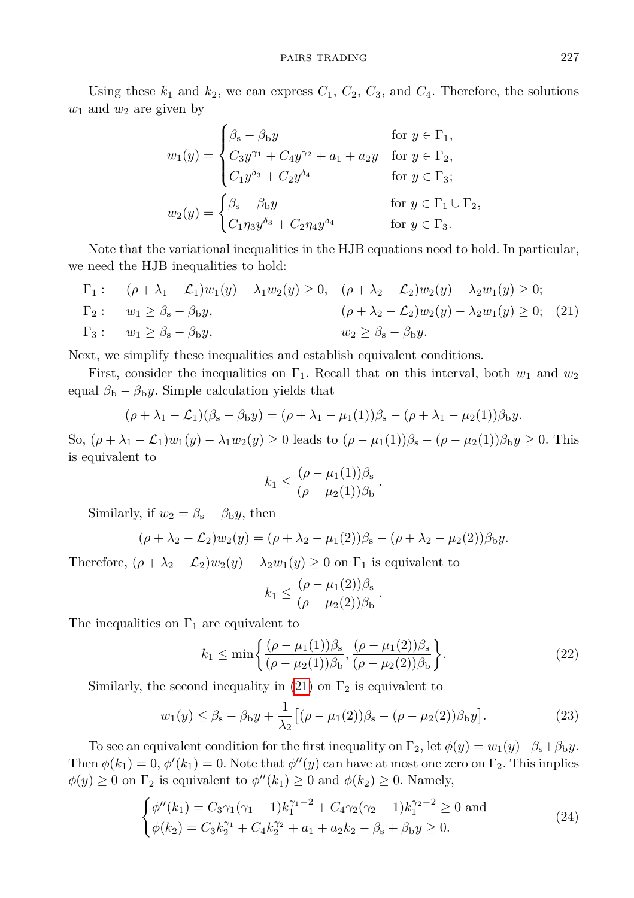Using these $k_1$ and $k_2$, we can express $C_1$, $C_2$, $C_3$, and $C_4$. Therefore, the solutions $w_1$ and $w_2$ are given by

$$w_1(y) = \begin{cases} \beta_{\rm s} - \beta_{\rm b} y & \text{for } y \in \Gamma_1, \\ C_3 y^{\gamma_1} + C_4 y^{\gamma_2} + a_1 + a_2 y & \text{for } y \in \Gamma_2, \\ C_1 y^{\delta_3} + C_2 y^{\delta_4} & \text{for } y \in \Gamma_3; \end{cases}$$

$$w_2(y) = \begin{cases} \beta_{\rm s} - \beta_{\rm b} y & \text{for } y \in \Gamma_1 \cup \Gamma_2, \\ C_1 \eta_3 y^{\delta_3} + C_2 \eta_4 y^{\delta_4} & \text{for } y \in \Gamma_3. \end{cases}$$

Note that the variational inequalities in the HJB equations need to hold. In particular, we need the HJB inequalities to hold:

$$\begin{aligned} &\Gamma_1: \quad (\rho + \lambda_1 - \mathcal{L}_1) w_1(y) - \lambda_1 w_2(y) \geq 0, \quad (\rho + \lambda_2 - \mathcal{L}_2) w_2(y) - \lambda_2 w_1(y) \geq 0; \\ &\Gamma_2: \quad w_1 \geq \beta_{\rm s} - \beta_{\rm b} y, \qquad\qquad\qquad\quad\;\; (\rho + \lambda_2 - \mathcal{L}_2) w_2(y) - \lambda_2 w_1(y) \geq 0; \\ &\Gamma_3: \quad w_1 \geq \beta_{\rm s} - \beta_{\rm b} y, \qquad\qquad\qquad\quad\;\; w_2 \geq \beta_{\rm s} - \beta_{\rm b} y. \end{aligned} \tag{21}$$

Next, we simplify these inequalities and establish equivalent conditions.

First, consider the inequalities on $\Gamma_1$. Recall that on this interval, both $w_1$ and $w_2$ equal $\beta_{\rm b} - \beta_{\rm b} y$. Simple calculation yields that

$$(\rho + \lambda_1 - \mathcal{L}_1)(\beta_{\rm s} - \beta_{\rm b} y) = (\rho + \lambda_1 - \mu_1(1))\beta_{\rm s} - (\rho + \lambda_1 - \mu_2(1))\beta_{\rm b} y.$$

So, $(\rho + \lambda_1 - \mathcal{L}_1) w_1(y) - \lambda_1 w_2(y) \geq 0$ leads to $(\rho - \mu_1(1))\beta_{\rm s} - (\rho - \mu_2(1))\beta_{\rm b} y \geq 0$. This is equivalent to

$$k_1 \leq \frac{(\rho - \mu_1(1))\beta_{\rm s}}{(\rho - \mu_2(1))\beta_{\rm b}}.$$

Similarly, if $w_2 = \beta_{\rm s} - \beta_{\rm b} y$, then

$$(\rho + \lambda_2 - \mathcal{L}_2) w_2(y) = (\rho + \lambda_2 - \mu_1(2))\beta_{\rm s} - (\rho + \lambda_2 - \mu_2(2))\beta_{\rm b} y.$$

Therefore, $(\rho + \lambda_2 - \mathcal{L}_2) w_2(y) - \lambda_2 w_1(y) \geq 0$ on $\Gamma_1$ is equivalent to

$$k_1 \leq \frac{(\rho - \mu_1(2))\beta_{\rm s}}{(\rho - \mu_2(2))\beta_{\rm b}}.$$

The inequalities on $\Gamma_1$ are equivalent to

$$k_1 \leq \min\left\{ \frac{(\rho - \mu_1(1))\beta_{\rm s}}{(\rho - \mu_2(1))\beta_{\rm b}}, \frac{(\rho - \mu_1(2))\beta_{\rm s}}{(\rho - \mu_2(2))\beta_{\rm b}} \right\}. \tag{22}$$

Similarly, the second inequality in (21) on $\Gamma_2$ is equivalent to

$$w_1(y) \leq \beta_{\rm s} - \beta_{\rm b} y + \frac{1}{\lambda_2}\big[(\rho - \mu_1(2))\beta_{\rm s} - (\rho - \mu_2(2))\beta_{\rm b} y\big]. \tag{23}$$

To see an equivalent condition for the first inequality on $\Gamma_2$, let $\phi(y) = w_1(y) - \beta_{\rm s} + \beta_{\rm b} y$. Then $\phi(k_1) = 0$, $\phi'(k_1) = 0$. Note that $\phi''(y)$ can have at most one zero on $\Gamma_2$. This implies $\phi(y) \geq 0$ on $\Gamma_2$ is equivalent to $\phi''(k_1) \geq 0$ and $\phi(k_2) \geq 0$. Namely,

$$\begin{cases} \phi''(k_1) = C_3 \gamma_1(\gamma_1 - 1) k_1^{\gamma_1 - 2} + C_4 \gamma_2(\gamma_2 - 1) k_1^{\gamma_2 - 2} \geq 0 \text{ and} \\ \phi(k_2) = C_3 k_2^{\gamma_1} + C_4 k_2^{\gamma_2} + a_1 + a_2 k_2 - \beta_{\rm s} + \beta_{\rm b} y \geq 0. \end{cases} \tag{24}$$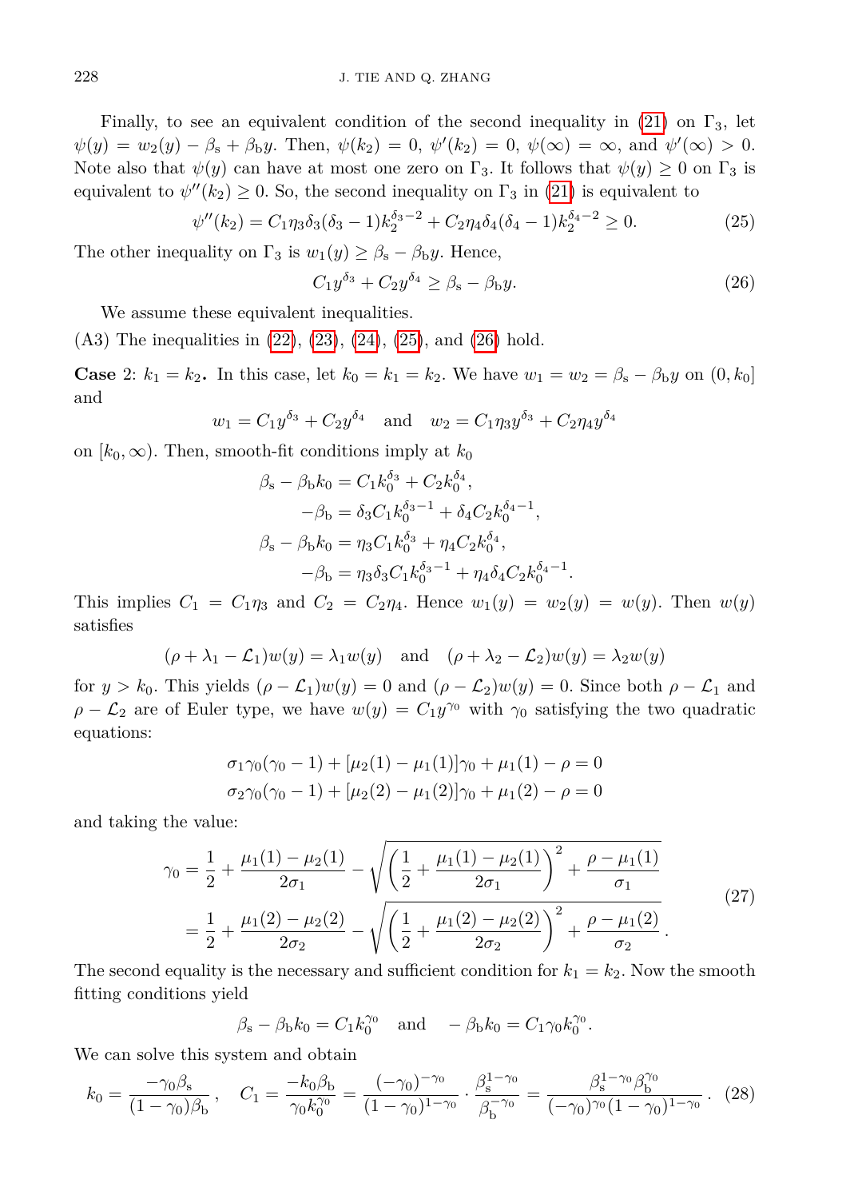Finally, to see an equivalent condition of the second inequality in (21) on $\Gamma_3$, let $\psi(y) = w_2(y) - \beta_{\rm s} + \beta_{\rm b} y$. Then, $\psi(k_2) = 0$, $\psi'(k_2) = 0$, $\psi(\infty) = \infty$, and $\psi'(\infty) > 0$. Note also that $\psi(y)$ can have at most one zero on $\Gamma_3$. It follows that $\psi(y) \geq 0$ on $\Gamma_3$ is equivalent to $\psi''(k_2) \geq 0$. So, the second inequality on $\Gamma_3$ in (21) is equivalent to

$$\psi''(k_2) = C_1 \eta_3 \delta_3 (\delta_3 - 1) k_2^{\delta_3 - 2} + C_2 \eta_4 \delta_4 (\delta_4 - 1) k_2^{\delta_4 - 2} \geq 0. \tag{25}$$

The other inequality on $\Gamma_3$ is $w_1(y) \geq \beta_{\rm s} - \beta_{\rm b} y$. Hence,

$$C_1 y^{\delta_3} + C_2 y^{\delta_4} \geq \beta_{\rm s} - \beta_{\rm b} y. \tag{26}$$

We assume these equivalent inequalities.

(A3) The inequalities in (22), (23), (24), (25), and (26) hold.

**Case** 2: $k_1 = k_2$**.** In this case, let $k_0 = k_1 = k_2$. We have $w_1 = w_2 = \beta_{\rm s} - \beta_{\rm b} y$ on $(0, k_0]$ and

$$w_1 = C_1 y^{\delta_3} + C_2 y^{\delta_4} \quad \text{and} \quad w_2 = C_1 \eta_3 y^{\delta_3} + C_2 \eta_4 y^{\delta_4}$$

on $[k_0, \infty)$. Then, smooth-fit conditions imply at $k_0$

$$\begin{aligned}
\beta_{\rm s} - \beta_{\rm b} k_0 &= C_1 k_0^{\delta_3} + C_2 k_0^{\delta_4}, \\
-\beta_{\rm b} &= \delta_3 C_1 k_0^{\delta_3 - 1} + \delta_4 C_2 k_0^{\delta_4 - 1}, \\
\beta_{\rm s} - \beta_{\rm b} k_0 &= \eta_3 C_1 k_0^{\delta_3} + \eta_4 C_2 k_0^{\delta_4}, \\
-\beta_{\rm b} &= \eta_3 \delta_3 C_1 k_0^{\delta_3 - 1} + \eta_4 \delta_4 C_2 k_0^{\delta_4 - 1}.
\end{aligned}$$

This implies $C_1 = C_1 \eta_3$ and $C_2 = C_2 \eta_4$. Hence $w_1(y) = w_2(y) = w(y)$. Then $w(y)$ satisfies

$$(\rho + \lambda_1 - \mathcal{L}_1) w(y) = \lambda_1 w(y) \quad \text{and} \quad (\rho + \lambda_2 - \mathcal{L}_2) w(y) = \lambda_2 w(y)$$

for $y > k_0$. This yields $(\rho - \mathcal{L}_1) w(y) = 0$ and $(\rho - \mathcal{L}_2) w(y) = 0$. Since both $\rho - \mathcal{L}_1$ and $\rho - \mathcal{L}_2$ are of Euler type, we have $w(y) = C_1 y^{\gamma_0}$ with $\gamma_0$ satisfying the two quadratic equations:

$$\begin{aligned}
\sigma_1 \gamma_0 (\gamma_0 - 1) + [\mu_2(1) - \mu_1(1)] \gamma_0 + \mu_1(1) - \rho = 0 \\
\sigma_2 \gamma_0 (\gamma_0 - 1) + [\mu_2(2) - \mu_1(2)] \gamma_0 + \mu_1(2) - \rho = 0
\end{aligned}$$

and taking the value:

$$\begin{aligned}
\gamma_0 &= \frac{1}{2} + \frac{\mu_1(1) - \mu_2(1)}{2\sigma_1} - \sqrt{\left(\frac{1}{2} + \frac{\mu_1(1) - \mu_2(1)}{2\sigma_1}\right)^2 + \frac{\rho - \mu_1(1)}{\sigma_1}} \\
&= \frac{1}{2} + \frac{\mu_1(2) - \mu_2(2)}{2\sigma_2} - \sqrt{\left(\frac{1}{2} + \frac{\mu_1(2) - \mu_2(2)}{2\sigma_2}\right)^2 + \frac{\rho - \mu_1(2)}{\sigma_2}}.
\end{aligned} \tag{27}$$

The second equality is the necessary and sufficient condition for $k_1 = k_2$. Now the smooth fitting conditions yield

$$\beta_{\rm s} - \beta_{\rm b} k_0 = C_1 k_0^{\gamma_0} \quad \text{and} \quad -\beta_{\rm b} k_0 = C_1 \gamma_0 k_0^{\gamma_0}.$$

We can solve this system and obtain

$$k_0 = \frac{-\gamma_0 \beta_{\rm s}}{(1 - \gamma_0) \beta_{\rm b}}, \quad C_1 = \frac{-k_0 \beta_{\rm b}}{\gamma_0 k_0^{\gamma_0}} = \frac{(-\gamma_0)^{-\gamma_0}}{(1 - \gamma_0)^{1 - \gamma_0}} \cdot \frac{\beta_{\rm s}^{1 - \gamma_0}}{\beta_{\rm b}^{-\gamma_0}} = \frac{\beta_{\rm s}^{1 - \gamma_0} \beta_{\rm b}^{\gamma_0}}{(-\gamma_0)^{\gamma_0} (1 - \gamma_0)^{1 - \gamma_0}}. \tag{28}$$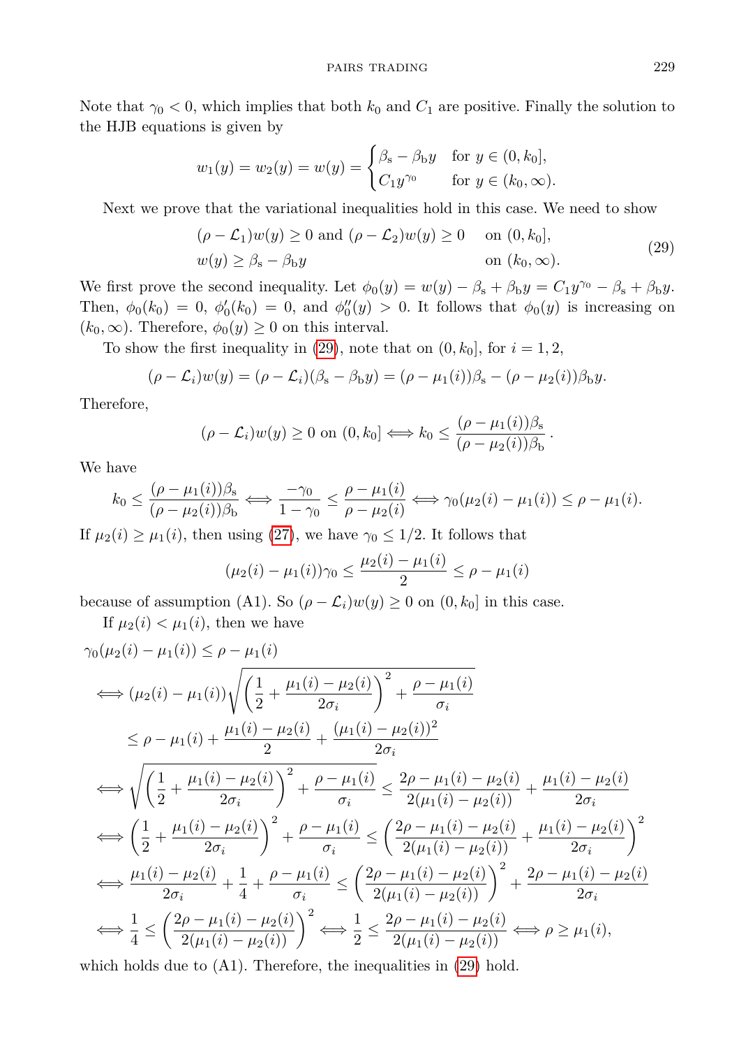Note that $\gamma_0 < 0$, which implies that both $k_0$ and $C_1$ are positive. Finally the solution to the HJB equations is given by

$$w_1(y) = w_2(y) = w(y) = \begin{cases} \beta_{\rm s} - \beta_{\rm b} y & \text{for } y \in (0, k_0], \\ C_1 y^{\gamma_0} & \text{for } y \in (k_0, \infty). \end{cases}$$

Next we prove that the variational inequalities hold in this case. We need to show

$$\begin{aligned} &(\rho - \mathcal{L}_1)w(y) \geq 0 \text{ and } (\rho - \mathcal{L}_2)w(y) \geq 0 && \text{on } (0, k_0], \\ &w(y) \geq \beta_{\rm s} - \beta_{\rm b} y && \text{on } (k_0, \infty). \end{aligned} \tag{29}$$

We first prove the second inequality. Let $\phi_0(y) = w(y) - \beta_{\rm s} + \beta_{\rm b} y = C_1 y^{\gamma_0} - \beta_{\rm s} + \beta_{\rm b} y$. Then, $\phi_0(k_0) = 0$, $\phi_0'(k_0) = 0$, and $\phi_0''(y) > 0$. It follows that $\phi_0(y)$ is increasing on $(k_0, \infty)$. Therefore, $\phi_0(y) \geq 0$ on this interval.

To show the first inequality in (29), note that on $(0, k_0]$, for $i = 1, 2$,

$$(\rho - \mathcal{L}_i)w(y) = (\rho - \mathcal{L}_i)(\beta_{\rm s} - \beta_{\rm b} y) = (\rho - \mu_1(i))\beta_{\rm s} - (\rho - \mu_2(i))\beta_{\rm b} y.$$

Therefore,

$$(\rho - \mathcal{L}_i)w(y) \geq 0 \text{ on } (0, k_0] \iff k_0 \leq \frac{(\rho - \mu_1(i))\beta_{\rm s}}{(\rho - \mu_2(i))\beta_{\rm b}}.$$

We have

$$k_0 \leq \frac{(\rho - \mu_1(i))\beta_{\rm s}}{(\rho - \mu_2(i))\beta_{\rm b}} \iff \frac{-\gamma_0}{1 - \gamma_0} \leq \frac{\rho - \mu_1(i)}{\rho - \mu_2(i)} \iff \gamma_0(\mu_2(i) - \mu_1(i)) \leq \rho - \mu_1(i).$$

If $\mu_2(i) \geq \mu_1(i)$, then using (27), we have $\gamma_0 \leq 1/2$. It follows that

$$(\mu_2(i) - \mu_1(i))\gamma_0 \leq \frac{\mu_2(i) - \mu_1(i)}{2} \leq \rho - \mu_1(i)$$

because of assumption (A1). So $(\rho - \mathcal{L}_i)w(y) \geq 0$ on $(0, k_0]$ in this case.

If $\mu_2(i) < \mu_1(i)$, then we have

$$\begin{aligned}
&\gamma_0(\mu_2(i) - \mu_1(i)) \leq \rho - \mu_1(i) \\
&\iff (\mu_2(i) - \mu_1(i))\sqrt{\left(\frac{1}{2} + \frac{\mu_1(i) - \mu_2(i)}{2\sigma_i}\right)^2 + \frac{\rho - \mu_1(i)}{\sigma_i}} \\
&\qquad \leq \rho - \mu_1(i) + \frac{\mu_1(i) - \mu_2(i)}{2} + \frac{(\mu_1(i) - \mu_2(i))^2}{2\sigma_i} \\
&\iff \sqrt{\left(\frac{1}{2} + \frac{\mu_1(i) - \mu_2(i)}{2\sigma_i}\right)^2 + \frac{\rho - \mu_1(i)}{\sigma_i}} \leq \frac{2\rho - \mu_1(i) - \mu_2(i)}{2(\mu_1(i) - \mu_2(i))} + \frac{\mu_1(i) - \mu_2(i)}{2\sigma_i} \\
&\iff \left(\frac{1}{2} + \frac{\mu_1(i) - \mu_2(i)}{2\sigma_i}\right)^2 + \frac{\rho - \mu_1(i)}{\sigma_i} \leq \left(\frac{2\rho - \mu_1(i) - \mu_2(i)}{2(\mu_1(i) - \mu_2(i))} + \frac{\mu_1(i) - \mu_2(i)}{2\sigma_i}\right)^2 \\
&\iff \frac{\mu_1(i) - \mu_2(i)}{2\sigma_i} + \frac{1}{4} + \frac{\rho - \mu_1(i)}{\sigma_i} \leq \left(\frac{2\rho - \mu_1(i) - \mu_2(i)}{2(\mu_1(i) - \mu_2(i))}\right)^2 + \frac{2\rho - \mu_1(i) - \mu_2(i)}{2\sigma_i} \\
&\iff \frac{1}{4} \leq \left(\frac{2\rho - \mu_1(i) - \mu_2(i)}{2(\mu_1(i) - \mu_2(i))}\right)^2 \iff \frac{1}{2} \leq \frac{2\rho - \mu_1(i) - \mu_2(i)}{2(\mu_1(i) - \mu_2(i))} \iff \rho \geq \mu_1(i),
\end{aligned}$$

which holds due to (A1). Therefore, the inequalities in (29) hold.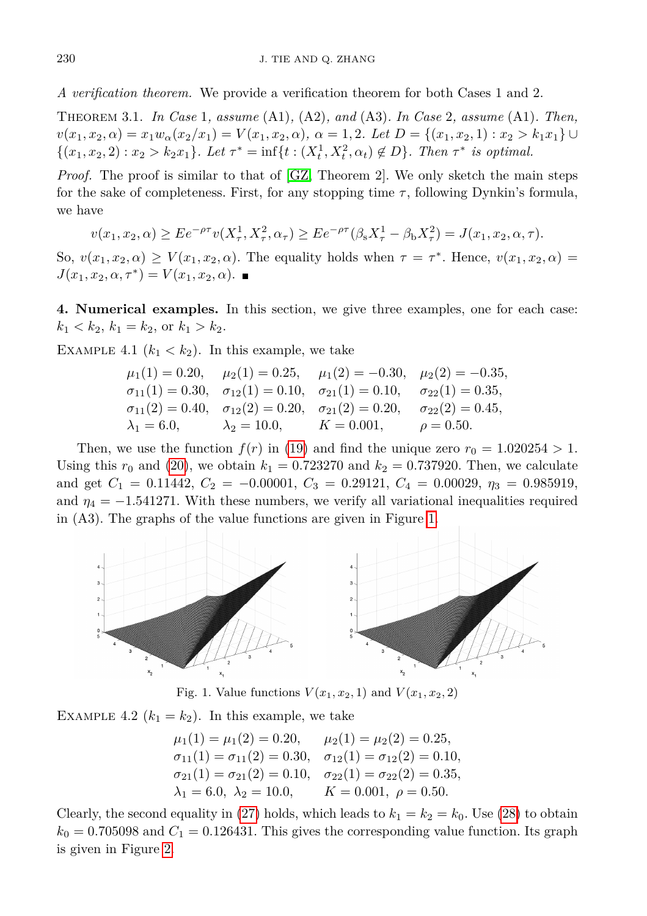*A verification theorem.* We provide a verification theorem for both Cases 1 and 2.

Theorem 3.1. *In Case* 1*, assume* (A1)*,* (A2)*, and* (A3)*. In Case* 2*, assume* (A1)*. Then,* $v(x_1, x_2, \alpha) = x_1 w_\alpha(x_2/x_1) = V(x_1, x_2, \alpha)$*,* $\alpha = 1, 2$*. Let* $D = \{(x_1, x_2, 1) : x_2 > k_1 x_1\} \cup \{(x_1, x_2, 2) : x_2 > k_2 x_1\}$*. Let* $\tau^* = \inf\{t : (X_t^1, X_t^2, \alpha_t) \notin D\}$*. Then* $\tau^*$ *is optimal.*

*Proof.* The proof is similar to that of [GZ, Theorem 2]. We only sketch the main steps for the sake of completeness. First, for any stopping time $\tau$, following Dynkin's formula, we have

$$v(x_1, x_2, \alpha) \geq Ee^{-\rho\tau} v(X_\tau^1, X_\tau^2, \alpha_\tau) \geq Ee^{-\rho\tau}(\beta_{\mathrm{s}} X_\tau^1 - \beta_{\mathrm{b}} X_\tau^2) = J(x_1, x_2, \alpha, \tau).$$

So, $v(x_1, x_2, \alpha) \geq V(x_1, x_2, \alpha)$. The equality holds when $\tau = \tau^*$. Hence, $v(x_1, x_2, \alpha) = J(x_1, x_2, \alpha, \tau^*) = V(x_1, x_2, \alpha)$. ∎

**4. Numerical examples.** In this section, we give three examples, one for each case: $k_1 < k_2$, $k_1 = k_2$, or $k_1 > k_2$.

Example 4.1 ($k_1 < k_2$). In this example, we take

$$\begin{array}{llll}
\mu_1(1) = 0.20, & \mu_2(1) = 0.25, & \mu_1(2) = -0.30, & \mu_2(2) = -0.35, \\
\sigma_{11}(1) = 0.30, & \sigma_{12}(1) = 0.10, & \sigma_{21}(1) = 0.10, & \sigma_{22}(1) = 0.35, \\
\sigma_{11}(2) = 0.40, & \sigma_{12}(2) = 0.20, & \sigma_{21}(2) = 0.20, & \sigma_{22}(2) = 0.45, \\
\lambda_1 = 6.0, & \lambda_2 = 10.0, & K = 0.001, & \rho = 0.50.
\end{array}$$

Then, we use the function $f(r)$ in (19) and find the unique zero $r_0 = 1.020254 > 1$. Using this $r_0$ and (20), we obtain $k_1 = 0.723270$ and $k_2 = 0.737920$. Then, we calculate and get $C_1 = 0.11442$, $C_2 = -0.00001$, $C_3 = 0.29121$, $C_4 = 0.00029$, $\eta_3 = 0.985919$, and $\eta_4 = -1.541271$. With these numbers, we verify all variational inequalities required in (A3). The graphs of the value functions are given in Figure 1.

Fig. 1. Value functions $V(x_1, x_2, 1)$ and $V(x_1, x_2, 2)$

Example 4.2 ($k_1 = k_2$). In this example, we take

$$\begin{array}{ll}
\mu_1(1) = \mu_1(2) = 0.20, & \mu_2(1) = \mu_2(2) = 0.25, \\
\sigma_{11}(1) = \sigma_{11}(2) = 0.30, & \sigma_{12}(1) = \sigma_{12}(2) = 0.10, \\
\sigma_{21}(1) = \sigma_{21}(2) = 0.10, & \sigma_{22}(1) = \sigma_{22}(2) = 0.35, \\
\lambda_1 = 6.0,\ \lambda_2 = 10.0, & K = 0.001,\ \rho = 0.50.
\end{array}$$

Clearly, the second equality in (27) holds, which leads to $k_1 = k_2 = k_0$. Use (28) to obtain $k_0 = 0.705098$ and $C_1 = 0.126431$. This gives the corresponding value function. Its graph is given in Figure 2.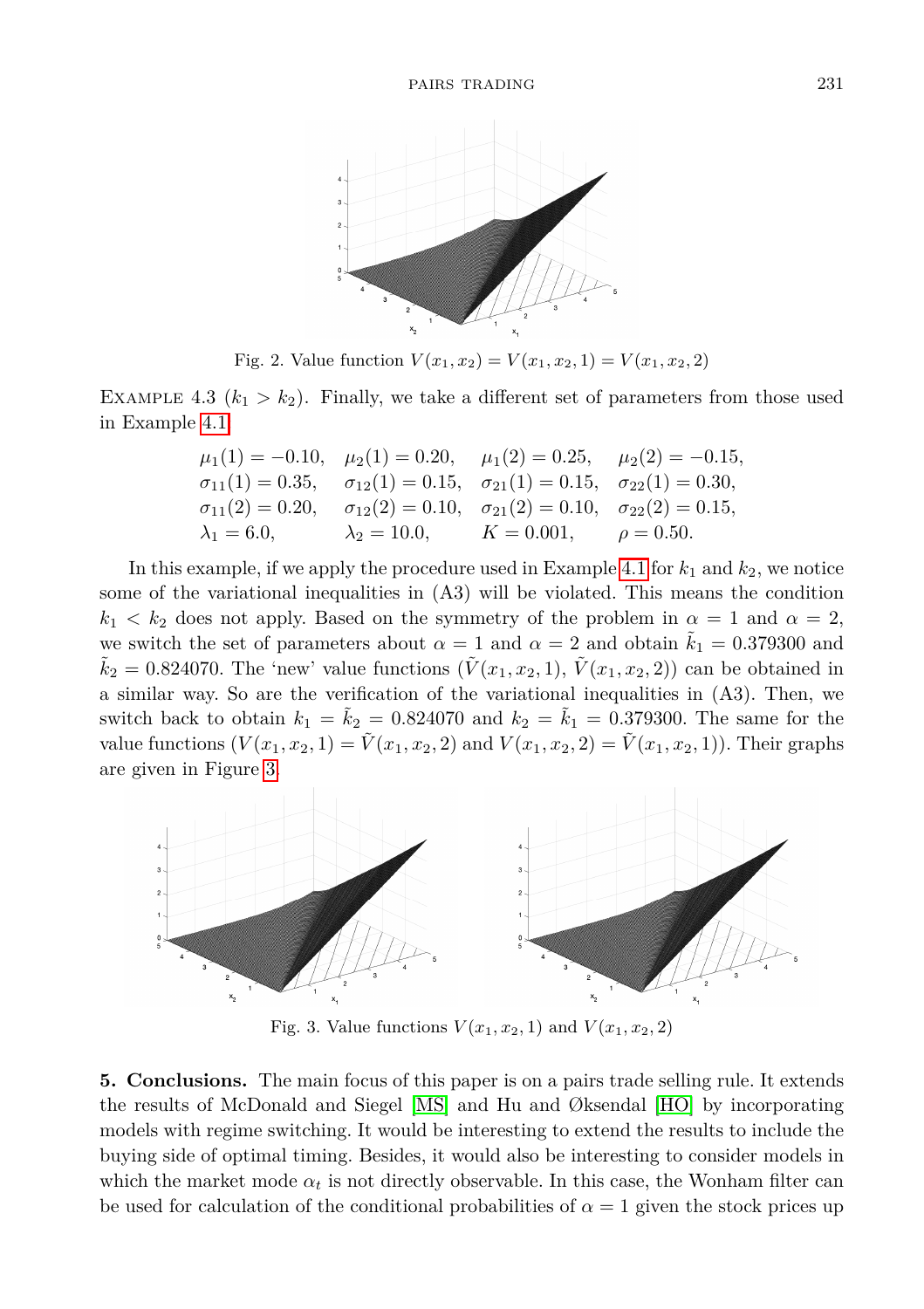Fig. 2. Value function $V(x_1, x_2) = V(x_1, x_2, 1) = V(x_1, x_2, 2)$

Example 4.3 ($k_1 > k_2$). Finally, we take a different set of parameters from those used in Example 4.1:

$$\begin{array}{llll}
\mu_1(1) = -0.10, & \mu_2(1) = 0.20, & \mu_1(2) = 0.25, & \mu_2(2) = -0.15, \\
\sigma_{11}(1) = 0.35, & \sigma_{12}(1) = 0.15, & \sigma_{21}(1) = 0.15, & \sigma_{22}(1) = 0.30, \\
\sigma_{11}(2) = 0.20, & \sigma_{12}(2) = 0.10, & \sigma_{21}(2) = 0.10, & \sigma_{22}(2) = 0.15, \\
\lambda_1 = 6.0, & \lambda_2 = 10.0, & K = 0.001, & \rho = 0.50.
\end{array}$$

In this example, if we apply the procedure used in Example 4.1 for $k_1$ and $k_2$, we notice some of the variational inequalities in (A3) will be violated. This means the condition $k_1 < k_2$ does not apply. Based on the symmetry of the problem in $\alpha = 1$ and $\alpha = 2$, we switch the set of parameters about $\alpha = 1$ and $\alpha = 2$ and obtain $\tilde{k}_1 = 0.379300$ and $\tilde{k}_2 = 0.824070$. The 'new' value functions $(\tilde{V}(x_1, x_2, 1), \tilde{V}(x_1, x_2, 2))$ can be obtained in a similar way. So are the verification of the variational inequalities in (A3). Then, we switch back to obtain $k_1 = \tilde{k}_2 = 0.824070$ and $k_2 = \tilde{k}_1 = 0.379300$. The same for the value functions $(V(x_1, x_2, 1) = \tilde{V}(x_1, x_2, 2)$ and $V(x_1, x_2, 2) = \tilde{V}(x_1, x_2, 1))$. Their graphs are given in Figure 3.

Fig. 3. Value functions $V(x_1, x_2, 1)$ and $V(x_1, x_2, 2)$

**5. Conclusions.** The main focus of this paper is on a pairs trade selling rule. It extends the results of McDonald and Siegel [MS] and Hu and Øksendal [HO] by incorporating models with regime switching. It would be interesting to extend the results to include the buying side of optimal timing. Besides, it would also be interesting to consider models in which the market mode $\alpha_t$ is not directly observable. In this case, the Wonham filter can be used for calculation of the conditional probabilities of $\alpha = 1$ given the stock prices up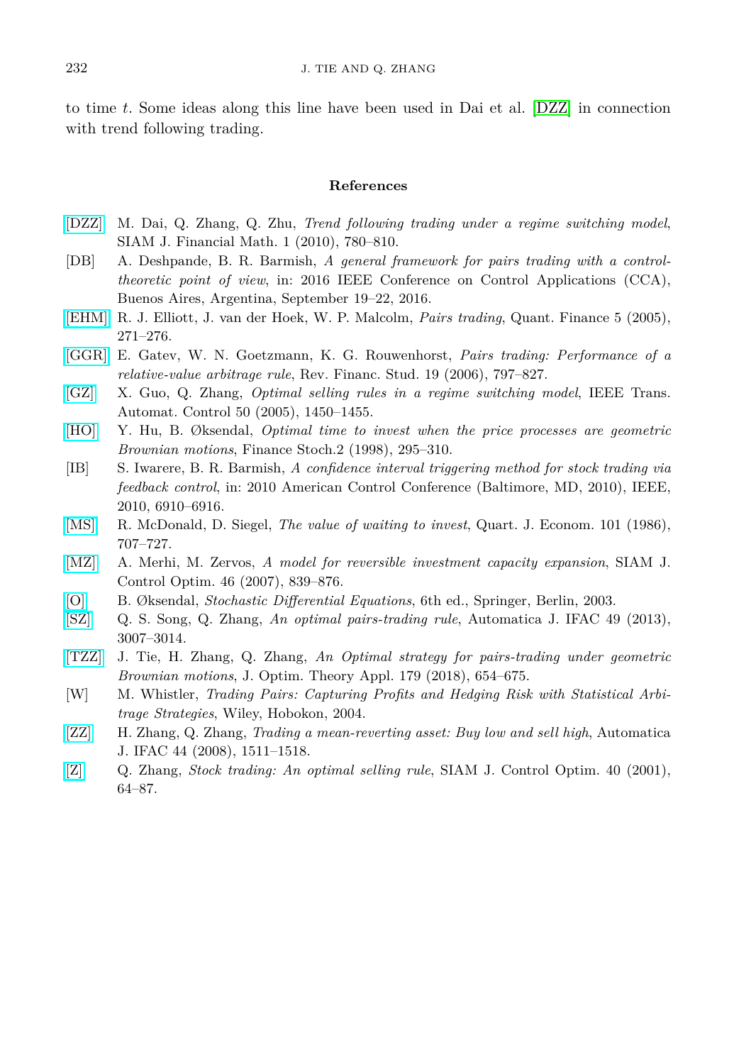to time $t$. Some ideas along this line have been used in Dai et al. [DZZ] in connection with trend following trading.

## References

[DZZ] M. Dai, Q. Zhang, Q. Zhu, *Trend following trading under a regime switching model*, SIAM J. Financial Math. 1 (2010), 780–810.

[DB] A. Deshpande, B. R. Barmish, *A general framework for pairs trading with a control-theoretic point of view*, in: 2016 IEEE Conference on Control Applications (CCA), Buenos Aires, Argentina, September 19–22, 2016.

[EHM] R. J. Elliott, J. van der Hoek, W. P. Malcolm, *Pairs trading*, Quant. Finance 5 (2005), 271–276.

[GGR] E. Gatev, W. N. Goetzmann, K. G. Rouwenhorst, *Pairs trading: Performance of a relative-value arbitrage rule*, Rev. Financ. Stud. 19 (2006), 797–827.

[GZ] X. Guo, Q. Zhang, *Optimal selling rules in a regime switching model*, IEEE Trans. Automat. Control 50 (2005), 1450–1455.

[HO] Y. Hu, B. Øksendal, *Optimal time to invest when the price processes are geometric Brownian motions*, Finance Stoch.2 (1998), 295–310.

[IB] S. Iwarere, B. R. Barmish, *A confidence interval triggering method for stock trading via feedback control*, in: 2010 American Control Conference (Baltimore, MD, 2010), IEEE, 2010, 6910–6916.

[MS] R. McDonald, D. Siegel, *The value of waiting to invest*, Quart. J. Econom. 101 (1986), 707–727.

[MZ] A. Merhi, M. Zervos, *A model for reversible investment capacity expansion*, SIAM J. Control Optim. 46 (2007), 839–876.

[O] B. Øksendal, *Stochastic Differential Equations*, 6th ed., Springer, Berlin, 2003.

[SZ] Q. S. Song, Q. Zhang, *An optimal pairs-trading rule*, Automatica J. IFAC 49 (2013), 3007–3014.

[TZZ] J. Tie, H. Zhang, Q. Zhang, *An Optimal strategy for pairs-trading under geometric Brownian motions*, J. Optim. Theory Appl. 179 (2018), 654–675.

[W] M. Whistler, *Trading Pairs: Capturing Profits and Hedging Risk with Statistical Arbitrage Strategies*, Wiley, Hobokon, 2004.

[ZZ] H. Zhang, Q. Zhang, *Trading a mean-reverting asset: Buy low and sell high*, Automatica J. IFAC 44 (2008), 1511–1518.

[Z] Q. Zhang, *Stock trading: An optimal selling rule*, SIAM J. Control Optim. 40 (2001), 64–87.